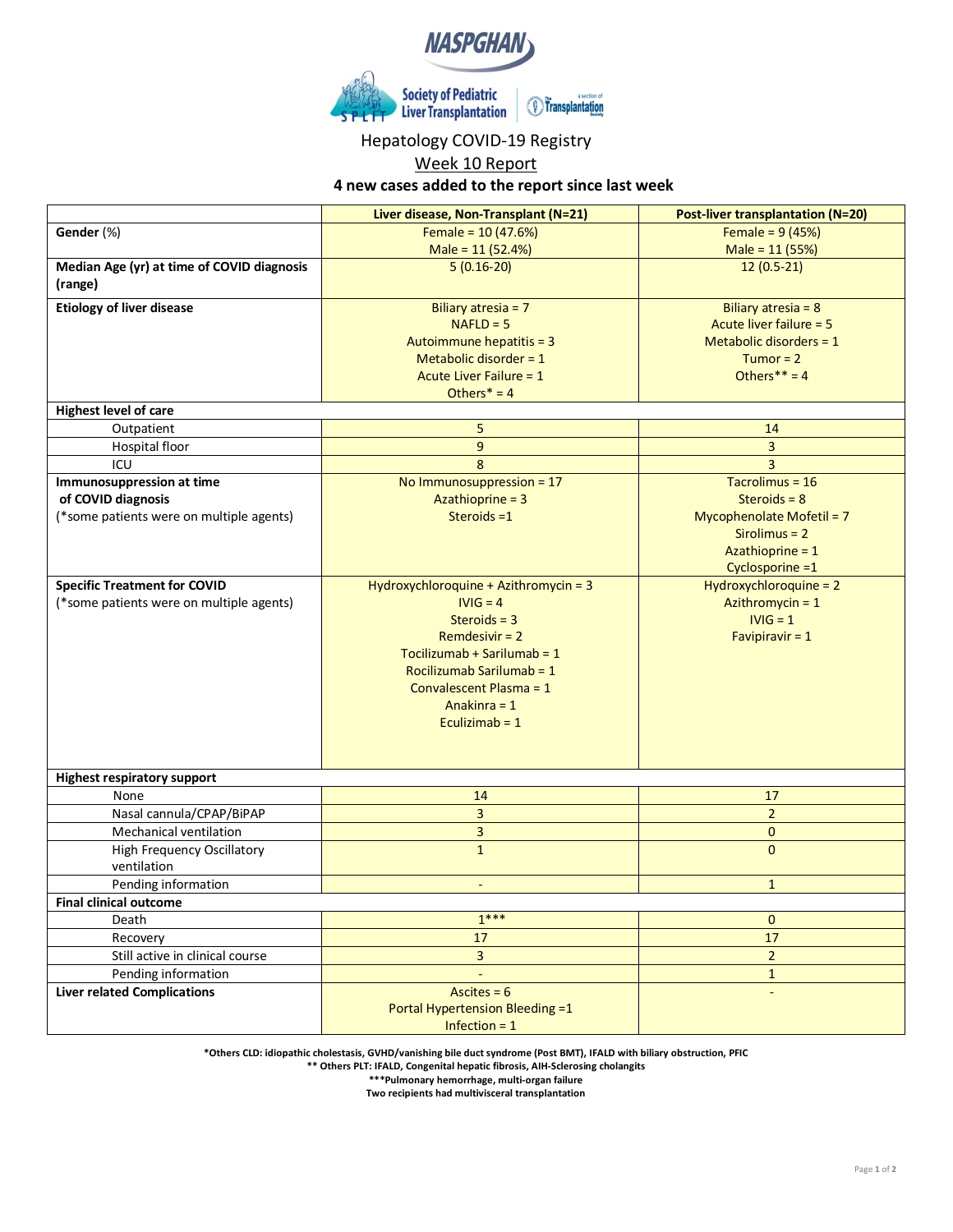NASPGHAN

Society of Pediatric Liver Transplantation — a section of The Transplantation Society

# Hepatology COVID-19 Registry

## Week 10 Report

**4 new cases added to the report since last week**

| | **Liver disease, Non-Transplant (N=21)** | **Post-liver transplantation (N=20)** |
|---|---|---|
| **Gender** (%) | Female = 10 (47.6%)<br>Male = 11 (52.4%) | Female = 9 (45%)<br>Male = 11 (55%) |
| **Median Age (yr) at time of COVID diagnosis (range)** | 5 (0.16-20) | 12 (0.5-21) |
| **Etiology of liver disease** | Biliary atresia = 7<br>NAFLD = 5<br>Autoimmune hepatitis = 3<br>Metabolic disorder = 1<br>Acute Liver Failure = 1<br>Others* = 4 | Biliary atresia = 8<br>Acute liver failure = 5<br>Metabolic disorders = 1<br>Tumor = 2<br>Others** = 4 |
| **Highest level of care** | | |
| Outpatient | 5 | 14 |
| Hospital floor | 9 | 3 |
| ICU | 8 | 3 |
| **Immunosuppression at time of COVID diagnosis**<br>(*some patients were on multiple agents) | No Immunosuppression = 17<br>Azathioprine = 3<br>Steroids =1 | Tacrolimus = 16<br>Steroids = 8<br>Mycophenolate Mofetil = 7<br>Sirolimus = 2<br>Azathioprine = 1<br>Cyclosporine =1 |
| **Specific Treatment for COVID**<br>(*some patients were on multiple agents) | Hydroxychloroquine + Azathromycin = 3<br>IVIG = 4<br>Steroids = 3<br>Remdesivir = 2<br>Tocilizumab + Sarilumab = 1<br>Rocilizumab Sarilumab = 1<br>Convalescent Plasma = 1<br>Anakinra = 1<br>Eculizimab = 1 | Hydroxychloroquine = 2<br>Azithromycin = 1<br>IVIG = 1<br>Favipiravir = 1 |
| **Highest respiratory support** | | |
| None | 14 | 17 |
| Nasal cannula/CPAP/BiPAP | 3 | 2 |
| Mechanical ventilation | 3 | 0 |
| High Frequency Oscillatory ventilation | 1 | 0 |
| Pending information | - | 1 |
| **Final clinical outcome** | | |
| Death | 1*** | 0 |
| Recovery | 17 | 17 |
| Still active in clinical course | 3 | 2 |
| Pending information | - | 1 |
| **Liver related Complications** | Ascites = 6<br>Portal Hypertension Bleeding =1<br>Infection = 1 | - |

**\*Others CLD: idiopathic cholestasis, GVHD/vanishing bile duct syndrome (Post BMT), IFALD with biliary obstruction, PFIC**
**\*\* Others PLT: IFALD, Congenital hepatic fibrosis, AIH-Sclerosing cholangits**
**\*\*\*Pulmonary hemorrhage, multi-organ failure**
**Two recipients had multivisceral transplantation**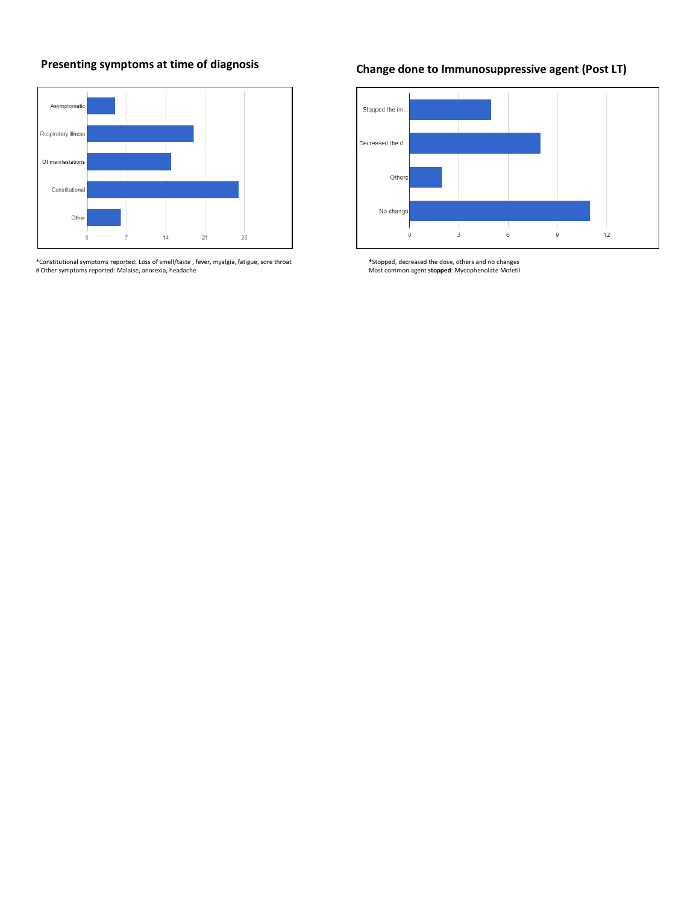## Presenting symptoms at time of diagnosis

Asymptomatic
Respiratory illness
GI manifestations
Constitutional
Other
0 7 14 21 28

*Constitutional symptoms reported: Loss of smell/taste , fever, myalgia, fatigue, sore throat
# Other symptoms reported: Malaise, anorexia, headache

## Change done to Immunosuppressive agent (Post LT)

Stopped the im...
Decreased the d...
Others
No change
0 3 6 9 12

*Stopped, decreased the dose, others and no changes
Most common agent **stopped**: Mycophenolate Mofetil